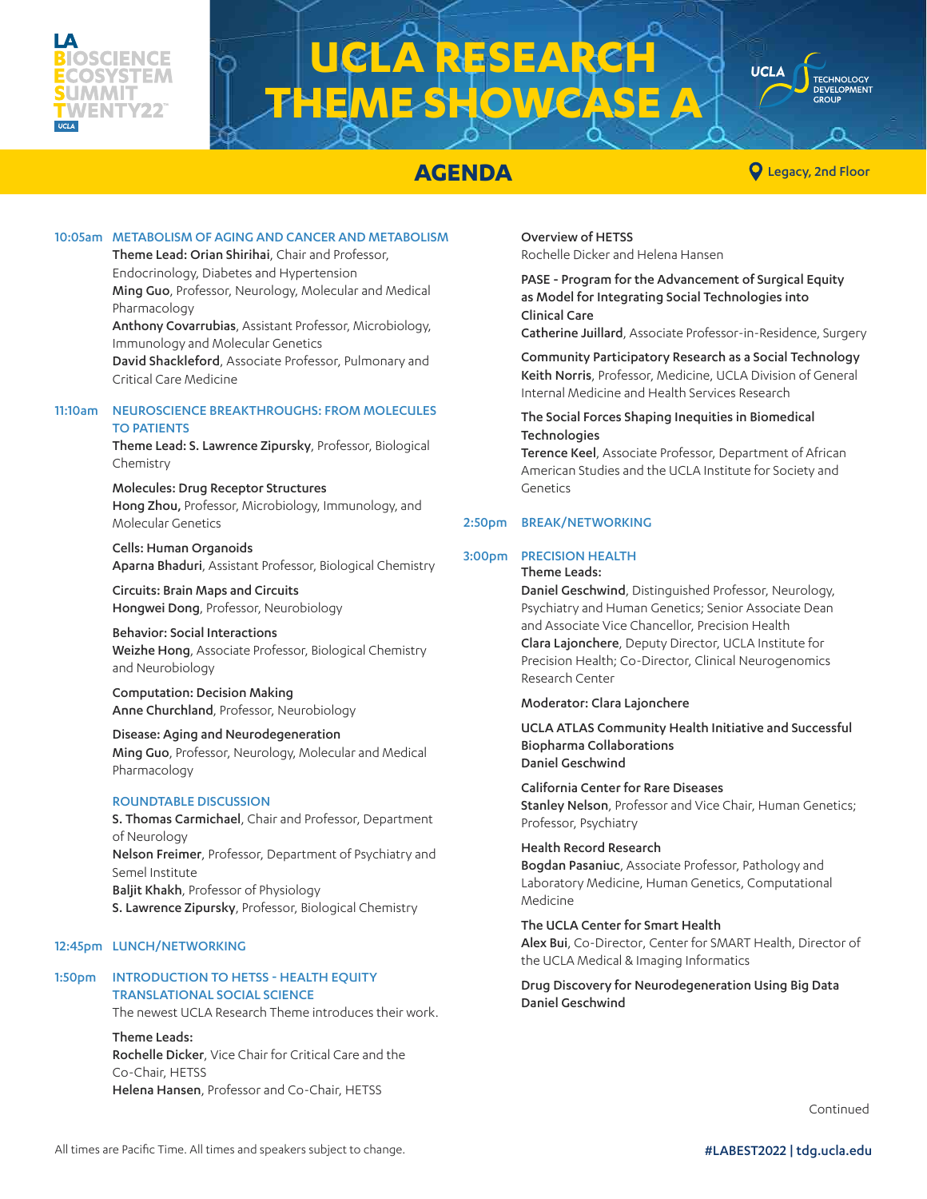# UCLA RESEARCH THEME SHOWCASE A

LA BIOSCIENCE ECOSYSTEM SUMMIT TWENTY22 — UCLA

UCLA Technology Development Group

## AGENDA

Legacy, 2nd Floor

**10:05am — METABOLISM OF AGING AND CANCER AND METABOLISM**

**Theme Lead: Orian Shirihai**, Chair and Professor, Endocrinology, Diabetes and Hypertension
**Ming Guo**, Professor, Neurology, Molecular and Medical Pharmacology
**Anthony Covarrubias**, Assistant Professor, Microbiology, Immunology and Molecular Genetics
**David Shackleford**, Associate Professor, Pulmonary and Critical Care Medicine

**11:10am — NEUROSCIENCE BREAKTHROUGHS: FROM MOLECULES TO PATIENTS**

**Theme Lead: S. Lawrence Zipursky**, Professor, Biological Chemistry

**Molecules: Drug Receptor Structures**
**Hong Zhou,** Professor, Microbiology, Immunology, and Molecular Genetics

**Cells: Human Organoids**
**Aparna Bhaduri**, Assistant Professor, Biological Chemistry

**Circuits: Brain Maps and Circuits**
**Hongwei Dong**, Professor, Neurobiology

**Behavior: Social Interactions**
**Weizhe Hong**, Associate Professor, Biological Chemistry and Neurobiology

**Computation: Decision Making**
**Anne Churchland**, Professor, Neurobiology

**Disease: Aging and Neurodegeneration**
**Ming Guo**, Professor, Neurology, Molecular and Medical Pharmacology

**ROUNDTABLE DISCUSSION**
**S. Thomas Carmichael**, Chair and Professor, Department of Neurology
**Nelson Freimer**, Professor, Department of Psychiatry and Semel Institute
**Baljit Khakh**, Professor of Physiology
**S. Lawrence Zipursky**, Professor, Biological Chemistry

**12:45pm — LUNCH/NETWORKING**

**1:50pm — INTRODUCTION TO HETSS - HEALTH EQUITY TRANSLATIONAL SOCIAL SCIENCE**

The newest UCLA Research Theme introduces their work.

**Theme Leads:**
**Rochelle Dicker**, Vice Chair for Critical Care and the Co-Chair, HETSS
**Helena Hansen**, Professor and Co-Chair, HETSS

**Overview of HETSS**
Rochelle Dicker and Helena Hansen

**PASE - Program for the Advancement of Surgical Equity as Model for Integrating Social Technologies into Clinical Care**
**Catherine Juillard**, Associate Professor-in-Residence, Surgery

**Community Participatory Research as a Social Technology**
**Keith Norris**, Professor, Medicine, UCLA Division of General Internal Medicine and Health Services Research

**The Social Forces Shaping Inequities in Biomedical Technologies**
**Terence Keel**, Associate Professor, Department of African American Studies and the UCLA Institute for Society and Genetics

**2:50pm — BREAK/NETWORKING**

**3:00pm — PRECISION HEALTH**

**Theme Leads:**
**Daniel Geschwind**, Distinguished Professor, Neurology, Psychiatry and Human Genetics; Senior Associate Dean and Associate Vice Chancellor, Precision Health
**Clara Lajonchere**, Deputy Director, UCLA Institute for Precision Health; Co-Director, Clinical Neurogenomics Research Center

**Moderator: Clara Lajonchere**

**UCLA ATLAS Community Health Initiative and Successful Biopharma Collaborations**
**Daniel Geschwind**

**California Center for Rare Diseases**
**Stanley Nelson**, Professor and Vice Chair, Human Genetics; Professor, Psychiatry

**Health Record Research**
**Bogdan Pasaniuc**, Associate Professor, Pathology and Laboratory Medicine, Human Genetics, Computational Medicine

**The UCLA Center for Smart Health**
**Alex Bui**, Co-Director, Center for SMART Health, Director of the UCLA Medical & Imaging Informatics

**Drug Discovery for Neurodegeneration Using Big Data**
**Daniel Geschwind**

Continued

All times are Pacific Time. All times and speakers subject to change.

#LABEST2022 | tdg.ucla.edu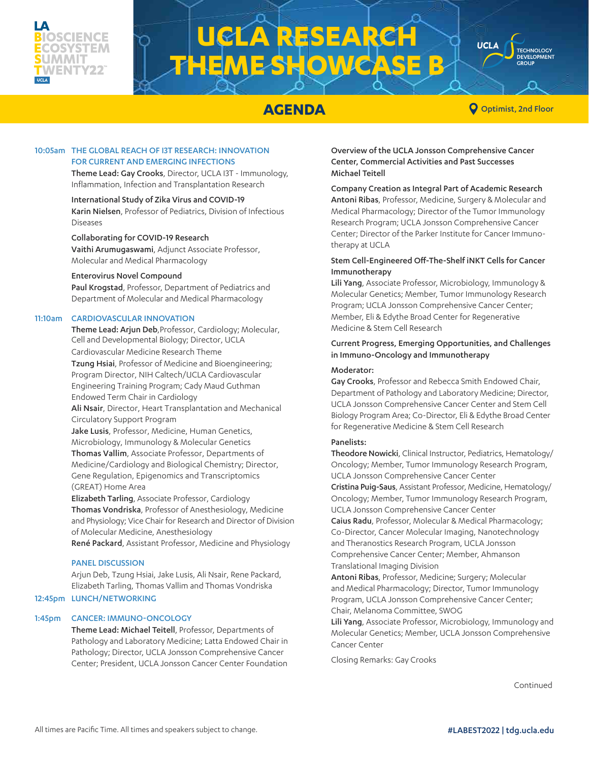# UCLA RESEARCH THEME SHOWCASE B

## AGENDA

Optimist, 2nd Floor

**10:05am THE GLOBAL REACH OF I3T RESEARCH: INNOVATION FOR CURRENT AND EMERGING INFECTIONS**

**Theme Lead: Gay Crooks**, Director, UCLA I3T - Immunology, Inflammation, Infection and Transplantation Research

**International Study of Zika Virus and COVID-19**
**Karin Nielsen**, Professor of Pediatrics, Division of Infectious Diseases

**Collaborating for COVID-19 Research**
**Vaithi Arumugaswami**, Adjunct Associate Professor, Molecular and Medical Pharmacology

**Enterovirus Novel Compound**
**Paul Krogstad**, Professor, Department of Pediatrics and Department of Molecular and Medical Pharmacology

**11:10am CARDIOVASCULAR INNOVATION**

**Theme Lead: Arjun Deb**,Professor, Cardiology; Molecular, Cell and Developmental Biology; Director, UCLA Cardiovascular Medicine Research Theme

**Tzung Hsiai**, Professor of Medicine and Bioengineering; Program Director, NIH Caltech/UCLA Cardiovascular Engineering Training Program; Cady Maud Guthman Endowed Term Chair in Cardiology

**Ali Nsair**, Director, Heart Transplantation and Mechanical Circulatory Support Program

**Jake Lusis**, Professor, Medicine, Human Genetics, Microbiology, Immunology & Molecular Genetics

**Thomas Vallim**, Associate Professor, Departments of Medicine/Cardiology and Biological Chemistry; Director, Gene Regulation, Epigenomics and Transcriptomics (GREAT) Home Area

**Elizabeth Tarling**, Associate Professor, Cardiology

**Thomas Vondriska**, Professor of Anesthesiology, Medicine and Physiology; Vice Chair for Research and Director of Division of Molecular Medicine, Anesthesiology

**René Packard**, Assistant Professor, Medicine and Physiology

**PANEL DISCUSSION**

Arjun Deb, Tzung Hsiai, Jake Lusis, Ali Nsair, Rene Packard, Elizabeth Tarling, Thomas Vallim and Thomas Vondriska

**12:45pm LUNCH/NETWORKING**

**1:45pm CANCER: IMMUNO-ONCOLOGY**

**Theme Lead: Michael Teitell**, Professor, Departments of Pathology and Laboratory Medicine; Latta Endowed Chair in Pathology; Director, UCLA Jonsson Comprehensive Cancer Center; President, UCLA Jonsson Cancer Center Foundation

**Overview of the UCLA Jonsson Comprehensive Cancer Center, Commercial Activities and Past Successes**
**Michael Teitell**

**Company Creation as Integral Part of Academic Research**
**Antoni Ribas**, Professor, Medicine, Surgery & Molecular and Medical Pharmacology; Director of the Tumor Immunology Research Program; UCLA Jonsson Comprehensive Cancer Center; Director of the Parker Institute for Cancer Immunotherapy at UCLA

**Stem Cell-Engineered Off-The-Shelf iNKT Cells for Cancer Immunotherapy**
**Lili Yang**, Associate Professor, Microbiology, Immunology & Molecular Genetics; Member, Tumor Immunology Research Program; UCLA Jonsson Comprehensive Cancer Center; Member, Eli & Edythe Broad Center for Regenerative Medicine & Stem Cell Research

**Current Progress, Emerging Opportunities, and Challenges in Immuno-Oncology and Immunotherapy**

**Moderator:**

**Gay Crooks**, Professor and Rebecca Smith Endowed Chair, Department of Pathology and Laboratory Medicine; Director, UCLA Jonsson Comprehensive Cancer Center and Stem Cell Biology Program Area; Co-Director, Eli & Edythe Broad Center for Regenerative Medicine & Stem Cell Research

**Panelists:**

**Theodore Nowicki**, Clinical Instructor, Pediatrics, Hematology/Oncology; Member, Tumor Immunology Research Program, UCLA Jonsson Comprehensive Cancer Center

**Cristina Puig-Saus**, Assistant Professor, Medicine, Hematology/Oncology; Member, Tumor Immunology Research Program, UCLA Jonsson Comprehensive Cancer Center

**Caius Radu**, Professor, Molecular & Medical Pharmacology; Co-Director, Cancer Molecular Imaging, Nanotechnology and Theranostics Research Program, UCLA Jonsson Comprehensive Cancer Center; Member, Ahmanson Translational Imaging Division

**Antoni Ribas**, Professor, Medicine; Surgery; Molecular and Medical Pharmacology; Director, Tumor Immunology Program, UCLA Jonsson Comprehensive Cancer Center; Chair, Melanoma Committee, SWOG

**Lili Yang**, Associate Professor, Microbiology, Immunology and Molecular Genetics; Member, UCLA Jonsson Comprehensive Cancer Center

Closing Remarks: Gay Crooks

Continued

All times are Pacific Time. All times and speakers subject to change.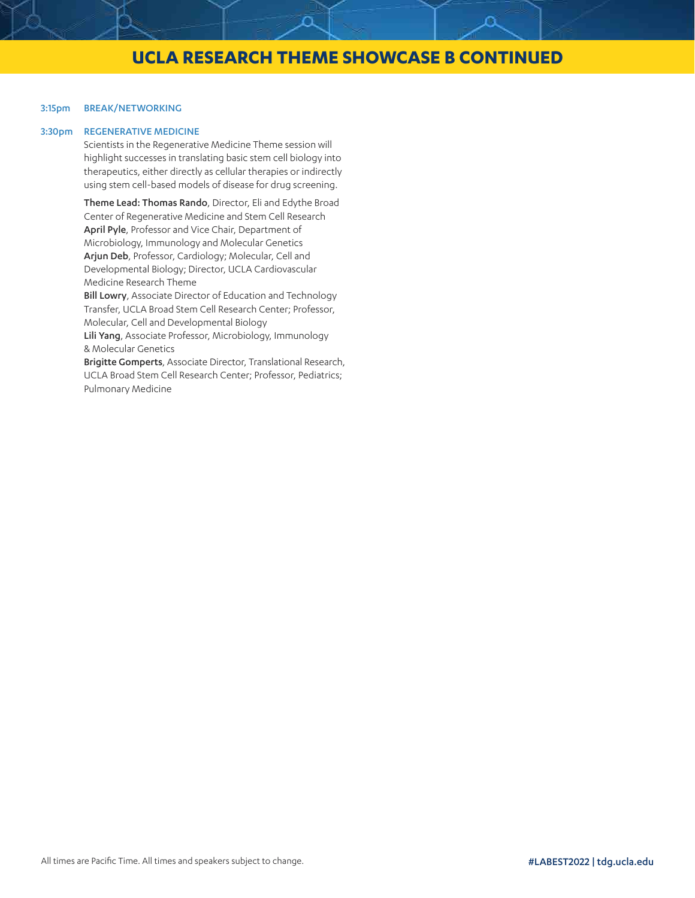# UCLA RESEARCH THEME SHOWCASE B CONTINUED

**3:15pm** BREAK/NETWORKING

**3:30pm** REGENERATIVE MEDICINE

Scientists in the Regenerative Medicine Theme session will highlight successes in translating basic stem cell biology into therapeutics, either directly as cellular therapies or indirectly using stem cell-based models of disease for drug screening.

**Theme Lead: Thomas Rando**, Director, Eli and Edythe Broad Center of Regenerative Medicine and Stem Cell Research
**April Pyle**, Professor and Vice Chair, Department of Microbiology, Immunology and Molecular Genetics
**Arjun Deb**, Professor, Cardiology; Molecular, Cell and Developmental Biology; Director, UCLA Cardiovascular Medicine Research Theme
**Bill Lowry**, Associate Director of Education and Technology Transfer, UCLA Broad Stem Cell Research Center; Professor, Molecular, Cell and Developmental Biology
**Lili Yang**, Associate Professor, Microbiology, Immunology & Molecular Genetics
**Brigitte Gomperts**, Associate Director, Translational Research, UCLA Broad Stem Cell Research Center; Professor, Pediatrics; Pulmonary Medicine

All times are Pacific Time. All times and speakers subject to change.

#LABEST2022 | tdg.ucla.edu